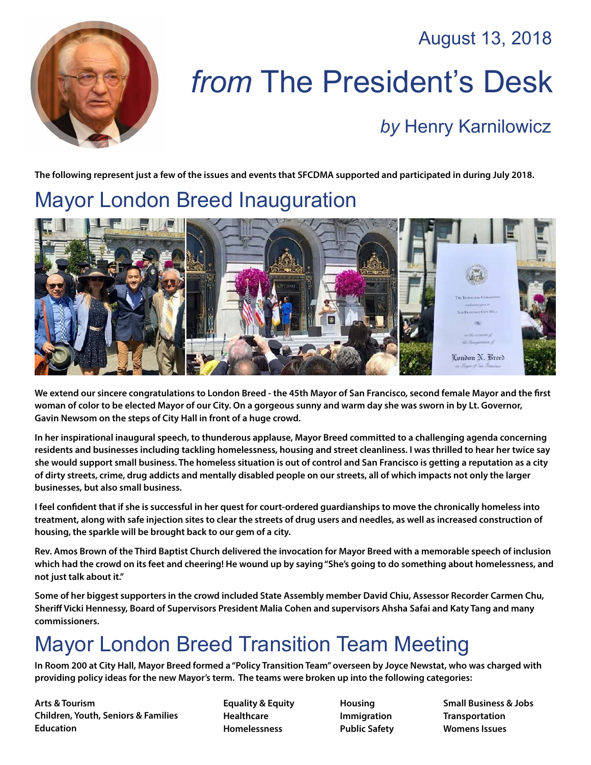August 13, 2018

# *from* The President's Desk

## *by* Henry Karnilowicz

**The following represent just a few of the issues and events that SFCDMA supported and participated in during July 2018.**

## Mayor London Breed Inauguration

**We extend our sincere congratulations to London Breed - the 45th Mayor of San Francisco, second female Mayor and the first woman of color to be elected Mayor of our City. On a gorgeous sunny and warm day she was sworn in by Lt. Governor, Gavin Newsom on the steps of City Hall in front of a huge crowd.**

**In her inspirational inaugural speech, to thunderous applause, Mayor Breed committed to a challenging agenda concerning residents and businesses including tackling homelessness, housing and street cleanliness. I was thrilled to hear her twice say she would support small business. The homeless situation is out of control and San Francisco is getting a reputation as a city of dirty streets, crime, drug addicts and mentally disabled people on our streets, all of which impacts not only the larger businesses, but also small business.**

**I feel confident that if she is successful in her quest for court-ordered guardianships to move the chronically homeless into treatment, along with safe injection sites to clear the streets of drug users and needles, as well as increased construction of housing, the sparkle will be brought back to our gem of a city.**

**Rev. Amos Brown of the Third Baptist Church delivered the invocation for Mayor Breed with a memorable speech of inclusion which had the crowd on its feet and cheering! He wound up by saying "She's going to do something about homelessness, and not just talk about it."**

**Some of her biggest supporters in the crowd included State Assembly member David Chiu, Assessor Recorder Carmen Chu, Sheriff Vicki Hennessy, Board of Supervisors President Malia Cohen and supervisors Ahsha Safai and Katy Tang and many commissioners.**

## Mayor London Breed Transition Team Meeting

**In Room 200 at City Hall, Mayor Breed formed a "Policy Transition Team" overseen by Joyce Newstat, who was charged with providing policy ideas for the new Mayor's term. The teams were broken up into the following categories:**

- **Arts & Tourism**
- **Children, Youth, Seniors & Families**
- **Education**
- **Equality & Equity**
- **Healthcare**
- **Homelessness**
- **Housing**
- **Immigration**
- **Public Safety**
- **Small Business & Jobs**
- **Transportation**
- **Womens Issues**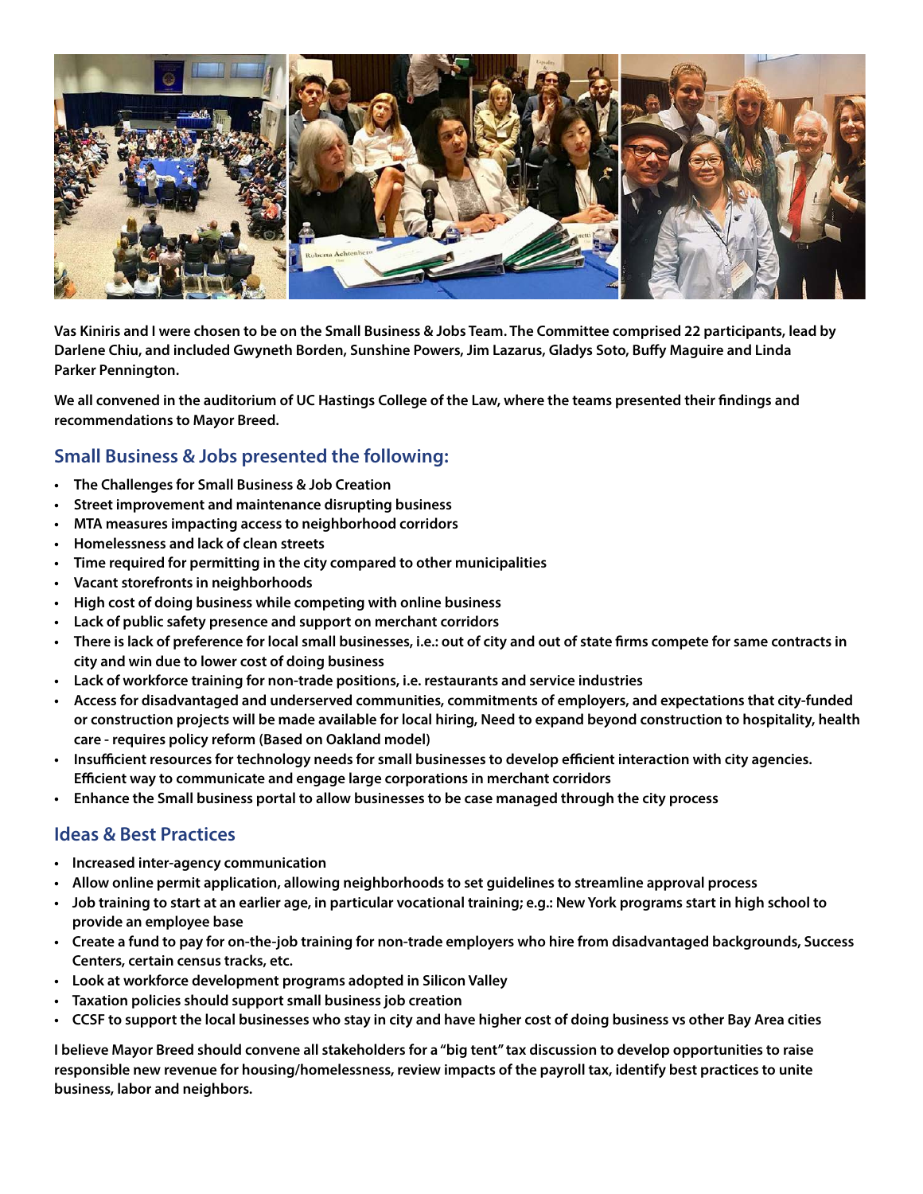**Vas Kiniris and I were chosen to be on the Small Business & Jobs Team. The Committee comprised 22 participants, lead by Darlene Chiu, and included Gwyneth Borden, Sunshine Powers, Jim Lazarus, Gladys Soto, Buffy Maguire and Linda Parker Pennington.**

**We all convened in the auditorium of UC Hastings College of the Law, where the teams presented their findings and recommendations to Mayor Breed.**

## Small Business & Jobs presented the following:

- **The Challenges for Small Business & Job Creation**
- **Street improvement and maintenance disrupting business**
- **MTA measures impacting access to neighborhood corridors**
- **Homelessness and lack of clean streets**
- **Time required for permitting in the city compared to other municipalities**
- **Vacant storefronts in neighborhoods**
- **High cost of doing business while competing with online business**
- **Lack of public safety presence and support on merchant corridors**
- **There is lack of preference for local small businesses, i.e.: out of city and out of state firms compete for same contracts in city and win due to lower cost of doing business**
- **Lack of workforce training for non-trade positions, i.e. restaurants and service industries**
- **Access for disadvantaged and underserved communities, commitments of employers, and expectations that city-funded or construction projects will be made available for local hiring, Need to expand beyond construction to hospitality, health care - requires policy reform (Based on Oakland model)**
- **Insufficient resources for technology needs for small businesses to develop efficient interaction with city agencies. Efficient way to communicate and engage large corporations in merchant corridors**
- **Enhance the Small business portal to allow businesses to be case managed through the city process**

## Ideas & Best Practices

- **Increased inter-agency communication**
- **Allow online permit application, allowing neighborhoods to set guidelines to streamline approval process**
- **Job training to start at an earlier age, in particular vocational training; e.g.: New York programs start in high school to provide an employee base**
- **Create a fund to pay for on-the-job training for non-trade employers who hire from disadvantaged backgrounds, Success Centers, certain census tracks, etc.**
- **Look at workforce development programs adopted in Silicon Valley**
- **Taxation policies should support small business job creation**
- **CCSF to support the local businesses who stay in city and have higher cost of doing business vs other Bay Area cities**

**I believe Mayor Breed should convene all stakeholders for a "big tent" tax discussion to develop opportunities to raise responsible new revenue for housing/homelessness, review impacts of the payroll tax, identify best practices to unite business, labor and neighbors.**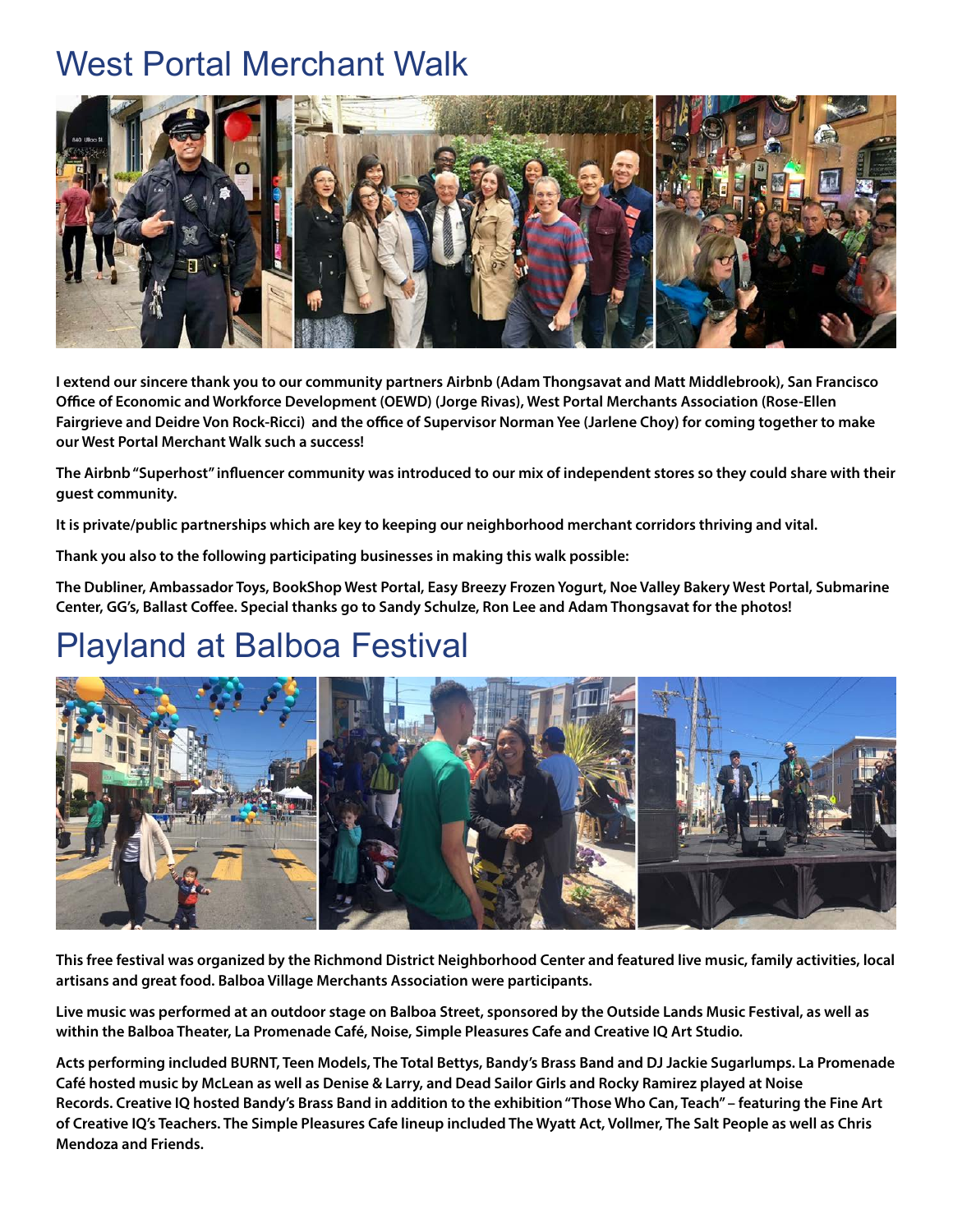# West Portal Merchant Walk

**I extend our sincere thank you to our community partners Airbnb (Adam Thongsavat and Matt Middlebrook), San Francisco Office of Economic and Workforce Development (OEWD) (Jorge Rivas), West Portal Merchants Association (Rose-Ellen Fairgrieve and Deidre Von Rock-Ricci) and the office of Supervisor Norman Yee (Jarlene Choy) for coming together to make our West Portal Merchant Walk such a success!**

**The Airbnb "Superhost" influencer community was introduced to our mix of independent stores so they could share with their guest community.**

**It is private/public partnerships which are key to keeping our neighborhood merchant corridors thriving and vital.**

**Thank you also to the following participating businesses in making this walk possible:**

**The Dubliner, Ambassador Toys, BookShop West Portal, Easy Breezy Frozen Yogurt, Noe Valley Bakery West Portal, Submarine Center, GG's, Ballast Coffee. Special thanks go to Sandy Schulze, Ron Lee and Adam Thongsavat for the photos!**

# Playland at Balboa Festival

**This free festival was organized by the Richmond District Neighborhood Center and featured live music, family activities, local artisans and great food. Balboa Village Merchants Association were participants.**

**Live music was performed at an outdoor stage on Balboa Street, sponsored by the Outside Lands Music Festival, as well as within the Balboa Theater, La Promenade Café, Noise, Simple Pleasures Cafe and Creative IQ Art Studio.**

**Acts performing included BURNT, Teen Models, The Total Bettys, Bandy's Brass Band and DJ Jackie Sugarlumps. La Promenade Café hosted music by McLean as well as Denise & Larry, and Dead Sailor Girls and Rocky Ramirez played at Noise Records. Creative IQ hosted Bandy's Brass Band in addition to the exhibition "Those Who Can, Teach" – featuring the Fine Art of Creative IQ's Teachers. The Simple Pleasures Cafe lineup included The Wyatt Act, Vollmer, The Salt People as well as Chris Mendoza and Friends.**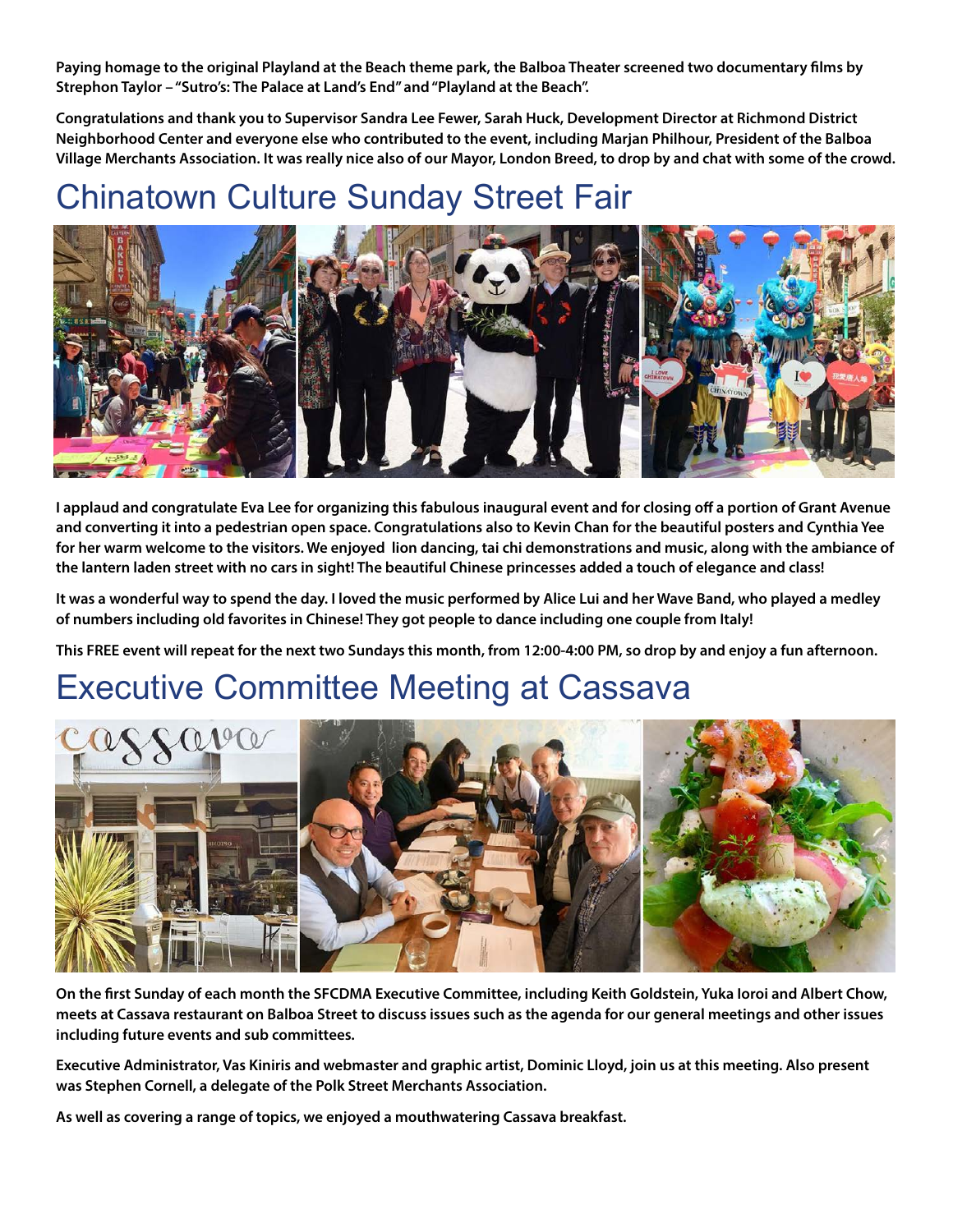**Paying homage to the original Playland at the Beach theme park, the Balboa Theater screened two documentary films by Strephon Taylor – "Sutro's: The Palace at Land's End" and "Playland at the Beach".**

**Congratulations and thank you to Supervisor Sandra Lee Fewer, Sarah Huck, Development Director at Richmond District Neighborhood Center and everyone else who contributed to the event, including Marjan Philhour, President of the Balboa Village Merchants Association. It was really nice also of our Mayor, London Breed, to drop by and chat with some of the crowd.**

## Chinatown Culture Sunday Street Fair

**I applaud and congratulate Eva Lee for organizing this fabulous inaugural event and for closing off a portion of Grant Avenue and converting it into a pedestrian open space. Congratulations also to Kevin Chan for the beautiful posters and Cynthia Yee for her warm welcome to the visitors. We enjoyed lion dancing, tai chi demonstrations and music, along with the ambiance of the lantern laden street with no cars in sight! The beautiful Chinese princesses added a touch of elegance and class!**

**It was a wonderful way to spend the day. I loved the music performed by Alice Lui and her Wave Band, who played a medley of numbers including old favorites in Chinese! They got people to dance including one couple from Italy!**

**This FREE event will repeat for the next two Sundays this month, from 12:00-4:00 PM, so drop by and enjoy a fun afternoon.**

## Executive Committee Meeting at Cassava

**On the first Sunday of each month the SFCDMA Executive Committee, including Keith Goldstein, Yuka Ioroi and Albert Chow, meets at Cassava restaurant on Balboa Street to discuss issues such as the agenda for our general meetings and other issues including future events and sub committees.**

**Executive Administrator, Vas Kiniris and webmaster and graphic artist, Dominic Lloyd, join us at this meeting. Also present was Stephen Cornell, a delegate of the Polk Street Merchants Association.**

**As well as covering a range of topics, we enjoyed a mouthwatering Cassava breakfast.**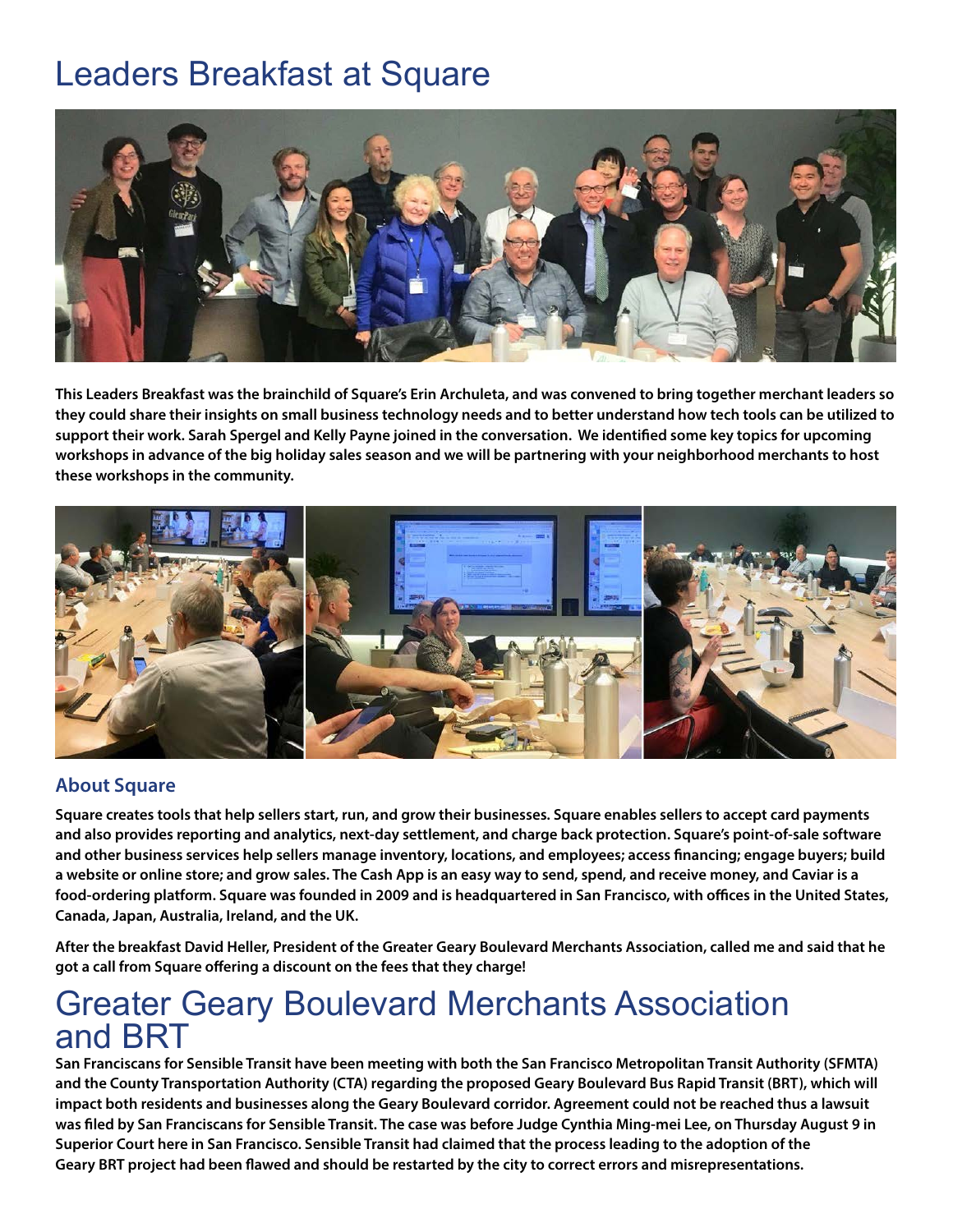# Leaders Breakfast at Square

**This Leaders Breakfast was the brainchild of Square's Erin Archuleta, and was convened to bring together merchant leaders so they could share their insights on small business technology needs and to better understand how tech tools can be utilized to support their work. Sarah Spergel and Kelly Payne joined in the conversation. We identified some key topics for upcoming workshops in advance of the big holiday sales season and we will be partnering with your neighborhood merchants to host these workshops in the community.**

## About Square

**Square creates tools that help sellers start, run, and grow their businesses. Square enables sellers to accept card payments and also provides reporting and analytics, next-day settlement, and charge back protection. Square's point-of-sale software and other business services help sellers manage inventory, locations, and employees; access financing; engage buyers; build a website or online store; and grow sales. The Cash App is an easy way to send, spend, and receive money, and Caviar is a food-ordering platform. Square was founded in 2009 and is headquartered in San Francisco, with offices in the United States, Canada, Japan, Australia, Ireland, and the UK.**

**After the breakfast David Heller, President of the Greater Geary Boulevard Merchants Association, called me and said that he got a call from Square offering a discount on the fees that they charge!**

# Greater Geary Boulevard Merchants Association and BRT

**San Franciscans for Sensible Transit have been meeting with both the San Francisco Metropolitan Transit Authority (SFMTA) and the County Transportation Authority (CTA) regarding the proposed Geary Boulevard Bus Rapid Transit (BRT), which will impact both residents and businesses along the Geary Boulevard corridor. Agreement could not be reached thus a lawsuit was filed by San Franciscans for Sensible Transit. The case was before Judge Cynthia Ming-mei Lee, on Thursday August 9 in Superior Court here in San Francisco. Sensible Transit had claimed that the process leading to the adoption of the Geary BRT project had been flawed and should be restarted by the city to correct errors and misrepresentations.**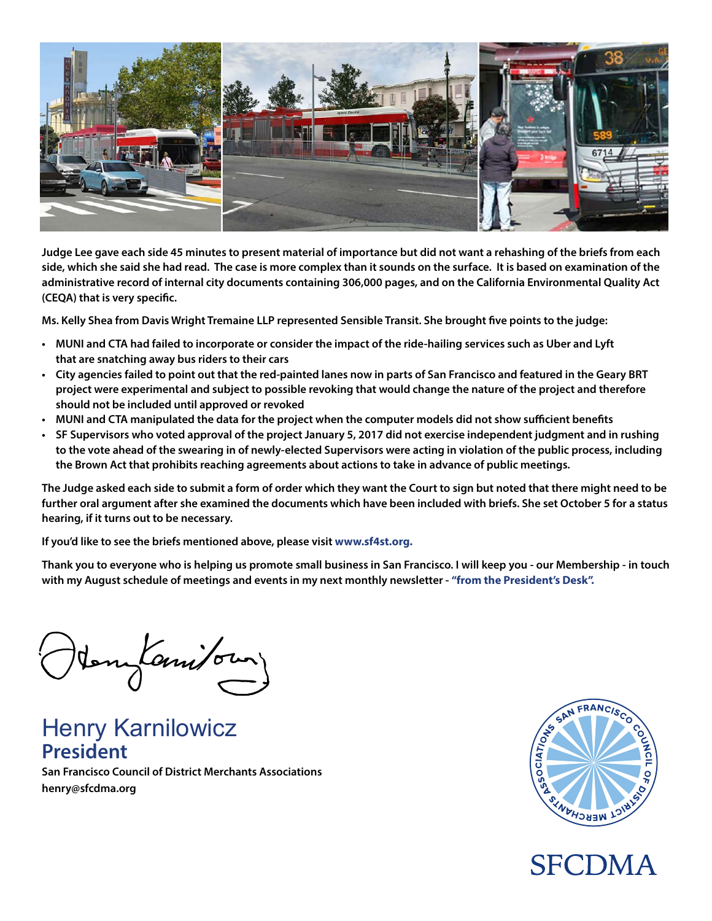Judge Lee gave each side 45 minutes to present material of importance but did not want a rehashing of the briefs from each side, which she said she had read. The case is more complex than it sounds on the surface. It is based on examination of the administrative record of internal city documents containing 306,000 pages, and on the California Environmental Quality Act (CEQA) that is very specific.

Ms. Kelly Shea from Davis Wright Tremaine LLP represented Sensible Transit. She brought five points to the judge:

- MUNI and CTA had failed to incorporate or consider the impact of the ride-hailing services such as Uber and Lyft that are snatching away bus riders to their cars
- City agencies failed to point out that the red-painted lanes now in parts of San Francisco and featured in the Geary BRT project were experimental and subject to possible revoking that would change the nature of the project and therefore should not be included until approved or revoked
- MUNI and CTA manipulated the data for the project when the computer models did not show sufficient benefits
- SF Supervisors who voted approval of the project January 5, 2017 did not exercise independent judgment and in rushing to the vote ahead of the swearing in of newly-elected Supervisors were acting in violation of the public process, including the Brown Act that prohibits reaching agreements about actions to take in advance of public meetings.

The Judge asked each side to submit a form of order which they want the Court to sign but noted that there might need to be further oral argument after she examined the documents which have been included with briefs. She set October 5 for a status hearing, if it turns out to be necessary.

If you'd like to see the briefs mentioned above, please visit **www.sf4st.org.**

Thank you to everyone who is helping us promote small business in San Francisco. I will keep you - our Membership - in touch with my August schedule of meetings and events in my next monthly newsletter - **"from the President's Desk".**

Henry Karnilowicz
**President**
San Francisco Council of District Merchants Associations
henry@sfcdma.org

SFCDMA